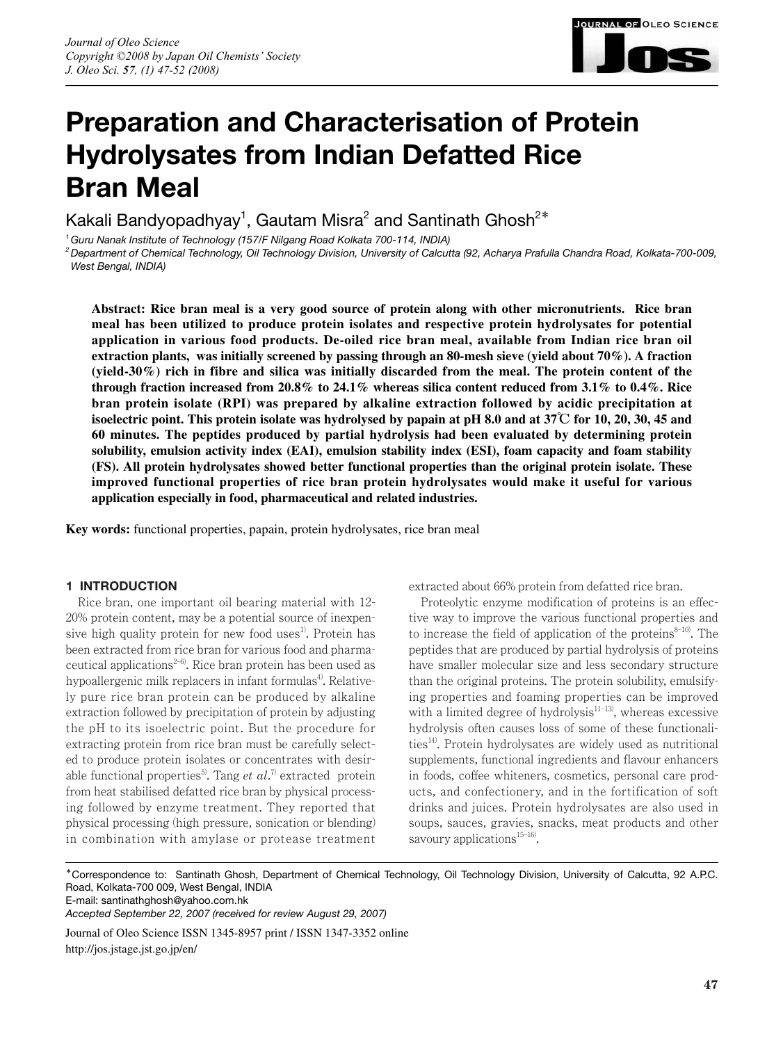# Preparation and Characterisation of Protein Hydrolysates from Indian Defatted Rice Bran Meal

Kakali Bandyopadhyay[1], Gautam Misra[2] and Santinath Ghosh[2*]

[1] Guru Nanak Institute of Technology (157/F Nilgang Road Kolkata 700-114, INDIA)
[2] Department of Chemical Technology, Oil Technology Division, University of Calcutta (92, Acharya Prafulla Chandra Road, Kolkata-700-009, West Bengal, INDIA)

**Abstract: Rice bran meal is a very good source of protein along with other micronutrients. Rice bran meal has been utilized to produce protein isolates and respective protein hydrolysates for potential application in various food products. De-oiled rice bran meal, available from Indian rice bran oil extraction plants, was initially screened by passing through an 80-mesh sieve (yield about 70%). A fraction (yield-30%) rich in fibre and silica was initially discarded from the meal. The protein content of the through fraction increased from 20.8% to 24.1% whereas silica content reduced from 3.1% to 0.4%. Rice bran protein isolate (RPI) was prepared by alkaline extraction followed by acidic precipitation at isoelectric point. This protein isolate was hydrolysed by papain at pH 8.0 and at 37℃ for 10, 20, 30, 45 and 60 minutes. The peptides produced by partial hydrolysis had been evaluated by determining protein solubility, emulsion activity index (EAI), emulsion stability index (ESI), foam capacity and foam stability (FS). All protein hydrolysates showed better functional properties than the original protein isolate. These improved functional properties of rice bran protein hydrolysates would make it useful for various application especially in food, pharmaceutical and related industries.**

**Key words:** functional properties, papain, protein hydrolysates, rice bran meal

## 1 INTRODUCTION

Rice bran, one important oil bearing material with 12-20% protein content, may be a potential source of inexpensive high quality protein for new food uses[1]. Protein has been extracted from rice bran for various food and pharmaceutical applications[2–6]. Rice bran protein has been used as hypoallergenic milk replacers in infant formulas[4]. Relatively pure rice bran protein can be produced by alkaline extraction followed by precipitation of protein by adjusting the pH to its isoelectric point. But the procedure for extracting protein from rice bran must be carefully selected to produce protein isolates or concentrates with desirable functional properties[5]. Tang *et al.*[7] extracted protein from heat stabilised defatted rice bran by physical processing followed by enzyme treatment. They reported that physical processing (high pressure, sonication or blending) in combination with amylase or protease treatment extracted about 66% protein from defatted rice bran.

Proteolytic enzyme modification of proteins is an effective way to improve the various functional properties and to increase the field of application of the proteins[8–10]. The peptides that are produced by partial hydrolysis of proteins have smaller molecular size and less secondary structure than the original proteins. The protein solubility, emulsifying properties and foaming properties can be improved with a limited degree of hydrolysis[11–13], whereas excessive hydrolysis often causes loss of some of these functionalities[14]. Protein hydrolysates are widely used as nutritional supplements, functional ingredients and flavour enhancers in foods, coffee whiteners, cosmetics, personal care products, and confectionery, and in the fortification of soft drinks and juices. Protein hydrolysates are also used in soups, sauces, gravies, snacks, meat products and other savoury applications[15–16].

*Correspondence to: Santinath Ghosh, Department of Chemical Technology, Oil Technology Division, University of Calcutta, 92 A.P.C. Road, Kolkata-700 009, West Bengal, INDIA
E-mail: santinathghosh@yahoo.com.hk
*Accepted September 22, 2007 (received for review August 29, 2007)*

Journal of Oleo Science ISSN 1345-8957 print / ISSN 1347-3352 online
http://jos.jstage.jst.go.jp/en/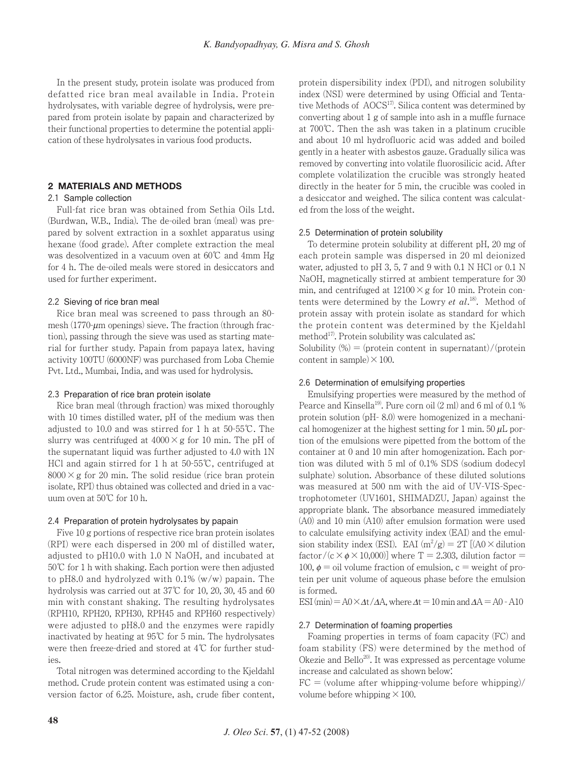In the present study, protein isolate was produced from defatted rice bran meal available in India. Protein hydrolysates, with variable degree of hydrolysis, were prepared from protein isolate by papain and characterized by their functional properties to determine the potential application of these hydrolysates in various food products.

## 2 MATERIALS AND METHODS

### 2.1 Sample collection

Full-fat rice bran was obtained from Sethia Oils Ltd. (Burdwan, W.B., India). The de-oiled bran (meal) was prepared by solvent extraction in a soxhlet apparatus using hexane (food grade). After complete extraction the meal was desolventized in a vacuum oven at 60℃ and 4mm Hg for 4 h. The de-oiled meals were stored in desiccators and used for further experiment.

### 2.2 Sieving of rice bran meal

Rice bran meal was screened to pass through an 80-mesh (1770-$\mu$m openings) sieve. The fraction (through fraction), passing through the sieve was used as starting material for further study. Papain from papaya latex, having activity 100TU (6000NF) was purchased from Loba Chemie Pvt. Ltd., Mumbai, India, and was used for hydrolysis.

### 2.3 Preparation of rice bran protein isolate

Rice bran meal (through fraction) was mixed thoroughly with 10 times distilled water, pH of the medium was then adjusted to 10.0 and was stirred for 1 h at 50-55℃. The slurry was centrifuged at $4000 \times g$ for 10 min. The pH of the supernatant liquid was further adjusted to 4.0 with 1N HCl and again stirred for 1 h at 50-55℃, centrifuged at $8000 \times g$ for 20 min. The solid residue (rice bran protein isolate, RPI) thus obtained was collected and dried in a vacuum oven at 50℃ for 10 h.

### 2.4 Preparation of protein hydrolysates by papain

Five 10 g portions of respective rice bran protein isolates (RPI) were each dispersed in 200 ml of distilled water, adjusted to pH10.0 with 1.0 N NaOH, and incubated at 50℃ for 1 h with shaking. Each portion were then adjusted to pH8.0 and hydrolyzed with 0.1% (w/w) papain. The hydrolysis was carried out at 37℃ for 10, 20, 30, 45 and 60 min with constant shaking. The resulting hydrolysates (RPH10, RPH20, RPH30, RPH45 and RPH60 respectively) were adjusted to pH8.0 and the enzymes were rapidly inactivated by heating at 95℃ for 5 min. The hydrolysates were then freeze-dried and stored at 4℃ for further studies.

Total nitrogen was determined according to the Kjeldahl method. Crude protein content was estimated using a conversion factor of 6.25. Moisture, ash, crude fiber content, protein dispersibility index (PDI), and nitrogen solubility index (NSI) were determined by using Official and Tentative Methods of AOCS[17]. Silica content was determined by converting about 1 g of sample into ash in a muffle furnace at 700℃. Then the ash was taken in a platinum crucible and about 10 ml hydrofluoric acid was added and boiled gently in a heater with asbestos gauze. Gradually silica was removed by converting into volatile fluorosilicic acid. After complete volatilization the crucible was strongly heated directly in the heater for 5 min, the crucible was cooled in a desiccator and weighed. The silica content was calculated from the loss of the weight.

### 2.5 Determination of protein solubility

To determine protein solubility at different pH, 20 mg of each protein sample was dispersed in 20 ml deionized water, adjusted to pH 3, 5, 7 and 9 with 0.1 N HCl or 0.1 N NaOH, magnetically stirred at ambient temperature for 30 min, and centrifuged at $12100 \times g$ for 10 min. Protein contents were determined by the Lowry *et al*.[18]. Method of protein assay with protein isolate as standard for which the protein content was determined by the Kjeldahl method[17]. Protein solubility was calculated as:

Solubility (%) = (protein content in supernatant)/(protein content in sample) $\times$ 100.

### 2.6 Determination of emulsifying properties

Emulsifying properties were measured by the method of Pearce and Kinsella[19]. Pure corn oil (2 ml) and 6 ml of 0.1 % protein solution (pH- 8.0) were homogenized in a mechanical homogenizer at the highest setting for 1 min. 50 $\mu$L portion of the emulsions were pipetted from the bottom of the container at 0 and 10 min after homogenization. Each portion was diluted with 5 ml of 0.1% SDS (sodium dodecyl sulphate) solution. Absorbance of these diluted solutions was measured at 500 nm with the aid of UV-VIS-Spectrophotometer (UV1601, SHIMADZU, Japan) against the appropriate blank. The absorbance measured immediately ($A_0$) and 10 min ($A_{10}$) after emulsion formation were used to calculate emulsifying activity index (EAI) and the emulsion stability index (ESI). EAI $(m^2/g) = 2T\,[(A_0 \times \text{dilution factor}/(c \times \phi \times 10{,}000)]$ where T = 2.303, dilution factor = 100, $\phi$ = oil volume fraction of emulsion, c = weight of protein per unit volume of aqueous phase before the emulsion is formed.

ESI (min) $= A_0 \times \Delta t/\Delta A$, where $\Delta t = 10$ min and $\Delta A = A_0 - A_{10}$

### 2.7 Determination of foaming properties

Foaming properties in terms of foam capacity (FC) and foam stability (FS) were determined by the method of Okezie and Bello[20]. It was expressed as percentage volume increase and calculated as shown below:

FC = (volume after whipping-volume before whipping)/ volume before whipping $\times$ 100.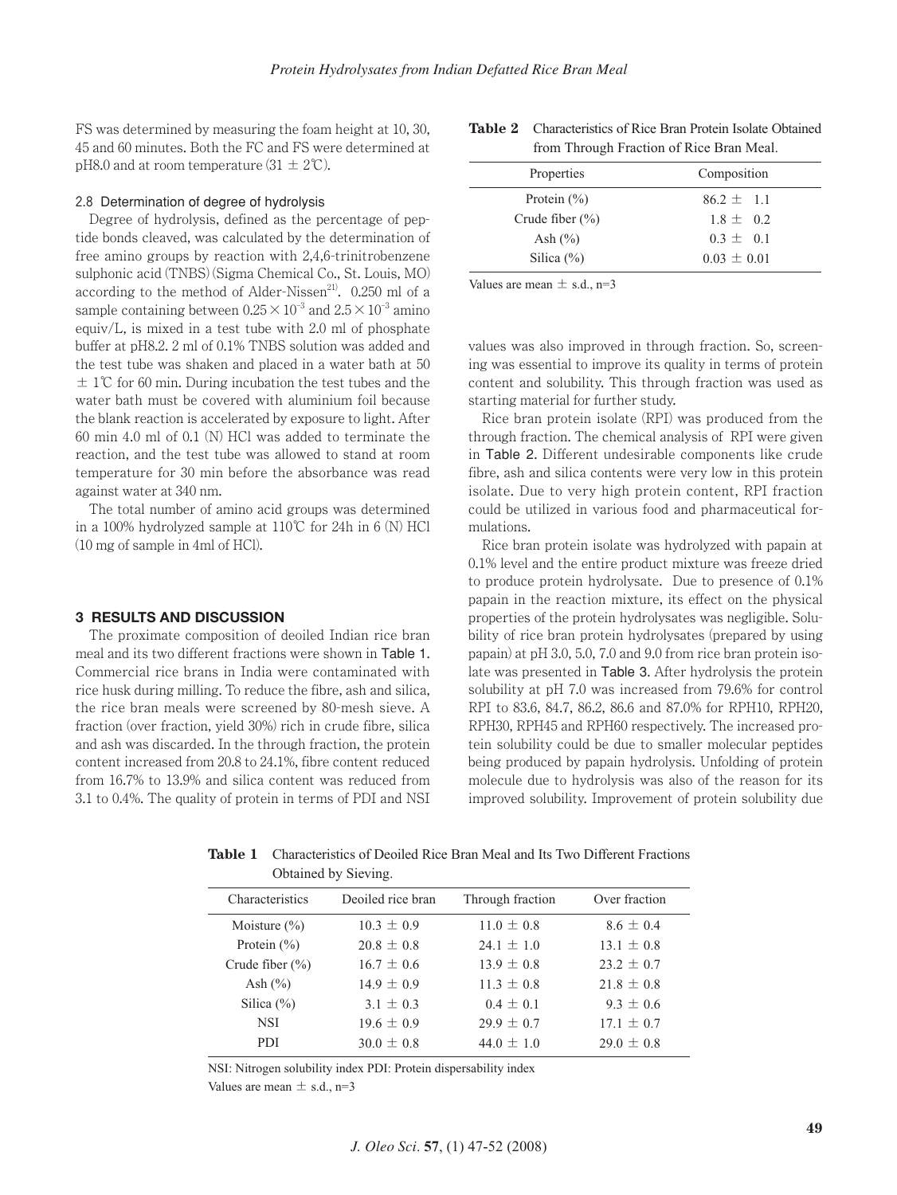FS was determined by measuring the foam height at 10, 30, 45 and 60 minutes. Both the FC and FS were determined at pH8.0 and at room temperature (31 ± 2℃).

### 2.8 Determination of degree of hydrolysis

Degree of hydrolysis, defined as the percentage of peptide bonds cleaved, was calculated by the determination of free amino groups by reaction with 2,4,6-trinitrobenzene sulphonic acid (TNBS) (Sigma Chemical Co., St. Louis, MO) according to the method of Alder-Nissen[21]. 0.250 ml of a sample containing between $0.25 \times 10^{-3}$ and $2.5 \times 10^{-3}$ amino equiv/L, is mixed in a test tube with 2.0 ml of phosphate buffer at pH8.2. 2 ml of 0.1% TNBS solution was added and the test tube was shaken and placed in a water bath at 50 ± 1℃ for 60 min. During incubation the test tubes and the water bath must be covered with aluminium foil because the blank reaction is accelerated by exposure to light. After 60 min 4.0 ml of 0.1 (N) HCl was added to terminate the reaction, and the test tube was allowed to stand at room temperature for 30 min before the absorbance was read against water at 340 nm.

The total number of amino acid groups was determined in a 100% hydrolyzed sample at 110℃ for 24h in 6 (N) HCl (10 mg of sample in 4ml of HCl).

## 3 RESULTS AND DISCUSSION

The proximate composition of deoiled Indian rice bran meal and its two different fractions were shown in Table 1. Commercial rice brans in India were contaminated with rice husk during milling. To reduce the fibre, ash and silica, the rice bran meals were screened by 80-mesh sieve. A fraction (over fraction, yield 30%) rich in crude fibre, silica and ash was discarded. In the through fraction, the protein content increased from 20.8 to 24.1%, fibre content reduced from 16.7% to 13.9% and silica content was reduced from 3.1 to 0.4%. The quality of protein in terms of PDI and NSI values was also improved in through fraction. So, screening was essential to improve its quality in terms of protein content and solubility. This through fraction was used as starting material for further study.

Rice bran protein isolate (RPI) was produced from the through fraction. The chemical analysis of RPI were given in Table 2. Different undesirable components like crude fibre, ash and silica contents were very low in this protein isolate. Due to very high protein content, RPI fraction could be utilized in various food and pharmaceutical formulations.

Rice bran protein isolate was hydrolyzed with papain at 0.1% level and the entire product mixture was freeze dried to produce protein hydrolysate. Due to presence of 0.1% papain in the reaction mixture, its effect on the physical properties of the protein hydrolysates was negligible. Solubility of rice bran protein hydrolysates (prepared by using papain) at pH 3.0, 5.0, 7.0 and 9.0 from rice bran protein isolate was presented in Table 3. After hydrolysis the protein solubility at pH 7.0 was increased from 79.6% for control RPI to 83.6, 84.7, 86.2, 86.6 and 87.0% for RPH10, RPH20, RPH30, RPH45 and RPH60 respectively. The increased protein solubility could be due to smaller molecular peptides being produced by papain hydrolysis. Unfolding of protein molecule due to hydrolysis was also of the reason for its improved solubility. Improvement of protein solubility due

**Table 2** Characteristics of Rice Bran Protein Isolate Obtained from Through Fraction of Rice Bran Meal.

| Properties | Composition |
|---|---|
| Protein (%) | 86.2 ± 1.1 |
| Crude fiber (%) | 1.8 ± 0.2 |
| Ash (%) | 0.3 ± 0.1 |
| Silica (%) | 0.03 ± 0.01 |

Values are mean ± s.d., n=3

**Table 1** Characteristics of Deoiled Rice Bran Meal and Its Two Different Fractions Obtained by Sieving.

| Characteristics | Deoiled rice bran | Through fraction | Over fraction |
|---|---|---|---|
| Moisture (%) | 10.3 ± 0.9 | 11.0 ± 0.8 | 8.6 ± 0.4 |
| Protein (%) | 20.8 ± 0.8 | 24.1 ± 1.0 | 13.1 ± 0.8 |
| Crude fiber (%) | 16.7 ± 0.6 | 13.9 ± 0.8 | 23.2 ± 0.7 |
| Ash (%) | 14.9 ± 0.9 | 11.3 ± 0.8 | 21.8 ± 0.8 |
| Silica (%) | 3.1 ± 0.3 | 0.4 ± 0.1 | 9.3 ± 0.6 |
| NSI | 19.6 ± 0.9 | 29.9 ± 0.7 | 17.1 ± 0.7 |
| PDI | 30.0 ± 0.8 | 44.0 ± 1.0 | 29.0 ± 0.8 |

NSI: Nitrogen solubility index PDI: Protein dispersability index

Values are mean ± s.d., n=3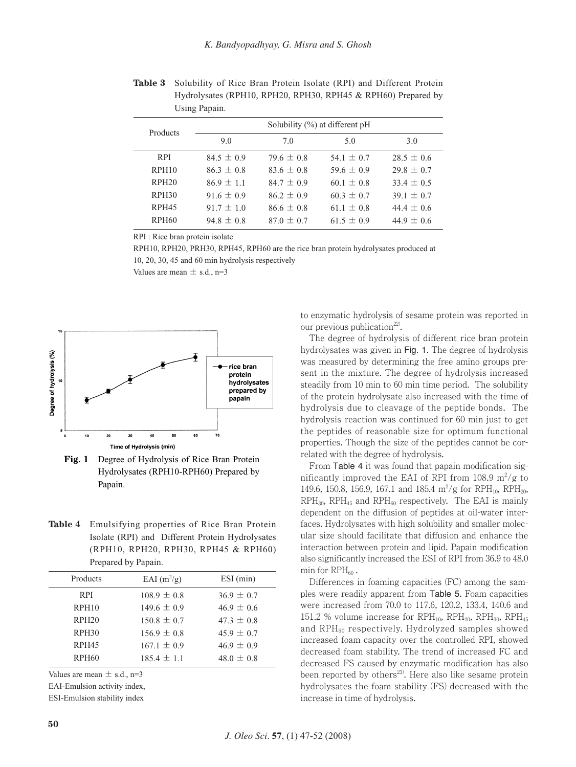**Table 3** Solubility of Rice Bran Protein Isolate (RPI) and Different Protein Hydrolysates (RPH10, RPH20, RPH30, RPH45 & RPH60) Prepared by Using Papain.

| Products | Solubility (%) at different pH | | | |
|---|---|---|---|---|
| | 9.0 | 7.0 | 5.0 | 3.0 |
| RPI | 84.5 ± 0.9 | 79.6 ± 0.8 | 54.1 ± 0.7 | 28.5 ± 0.6 |
| RPH10 | 86.3 ± 0.8 | 83.6 ± 0.8 | 59.6 ± 0.9 | 29.8 ± 0.7 |
| RPH20 | 86.9 ± 1.1 | 84.7 ± 0.9 | 60.1 ± 0.8 | 33.4 ± 0.5 |
| RPH30 | 91.6 ± 0.9 | 86.2 ± 0.9 | 60.3 ± 0.7 | 39.1 ± 0.7 |
| RPH45 | 91.7 ± 1.0 | 86.6 ± 0.8 | 61.1 ± 0.8 | 44.4 ± 0.6 |
| RPH60 | 94.8 ± 0.8 | 87.0 ± 0.7 | 61.5 ± 0.9 | 44.9 ± 0.6 |

RPI : Rice bran protein isolate

RPH10, RPH20, PRH30, RPH45, RPH60 are the rice bran protein hydrolysates produced at 10, 20, 30, 45 and 60 min hydrolysis respectively

Values are mean ± s.d., n=3

**Fig. 1** Degree of Hydrolysis of Rice Bran Protein Hydrolysates (RPH10-RPH60) Prepared by Papain.

**Table 4** Emulsifying properties of Rice Bran Protein Isolate (RPI) and Different Protein Hydrolysates (RPH10, RPH20, RPH30, RPH45 & RPH60) Prepared by Papain.

| Products | EAI ($m^2$/g) | ESI (min) |
|---|---|---|
| RPI | 108.9 ± 0.8 | 36.9 ± 0.7 |
| RPH10 | 149.6 ± 0.9 | 46.9 ± 0.6 |
| RPH20 | 150.8 ± 0.7 | 47.3 ± 0.8 |
| RPH30 | 156.9 ± 0.8 | 45.9 ± 0.7 |
| RPH45 | 167.1 ± 0.9 | 46.9 ± 0.9 |
| RPH60 | 185.4 ± 1.1 | 48.0 ± 0.8 |

Values are mean ± s.d., n=3

EAI-Emulsion activity index,

ESI-Emulsion stability index

to enzymatic hydrolysis of sesame protein was reported in our previous publication[22].

The degree of hydrolysis of different rice bran protein hydrolysates was given in Fig. 1. The degree of hydrolysis was measured by determining the free amino groups present in the mixture. The degree of hydrolysis increased steadily from 10 min to 60 min time period. The solubility of the protein hydrolysate also increased with the time of hydrolysis due to cleavage of the peptide bonds. The hydrolysis reaction was continued for 60 min just to get the peptides of reasonable size for optimum functional properties. Though the size of the peptides cannot be correlated with the degree of hydrolysis.

From Table 4 it was found that papain modification significantly improved the EAI of RPI from 108.9 $m^2$/g to 149.6, 150.8, 156.9, 167.1 and 185.4 $m^2$/g for $RPH_{10}$, $RPH_{20}$, $RPH_{30}$, $RPH_{45}$ and $RPH_{60}$ respectively. The EAI is mainly dependent on the diffusion of peptides at oil-water interfaces. Hydrolysates with high solubility and smaller molecular size should facilitate that diffusion and enhance the interaction between protein and lipid. Papain modification also significantly increased the ESI of RPI from 36.9 to 48.0 min for $RPH_{60}$.

Differences in foaming capacities (FC) among the samples were readily apparent from Table 5. Foam capacities were increased from 70.0 to 117.6, 120.2, 133.4, 140.6 and 151.2 % volume increase for $RPH_{10}$, $RPH_{20}$, $RPH_{30}$, $RPH_{45}$ and $RPH_{60}$ respectively. Hydrolyzed samples showed increased foam capacity over the controlled RPI, showed decreased foam stability. The trend of increased FC and decreased FS caused by enzymatic modification has also been reported by others[23]. Here also like sesame protein hydrolysates the foam stability (FS) decreased with the increase in time of hydrolysis.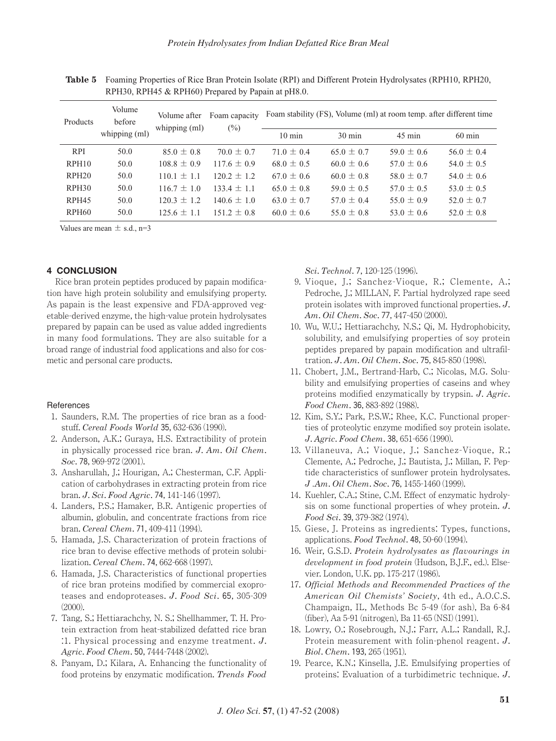**Table 5** Foaming Properties of Rice Bran Protein Isolate (RPI) and Different Protein Hydrolysates (RPH10, RPH20, RPH30, RPH45 & RPH60) Prepared by Papain at pH8.0.

| Products | Volume before whipping (ml) | Volume after whipping (ml) | Foam capacity (%) | Foam stability (FS), Volume (ml) at room temp. after different time | | | |
|---|---|---|---|---|---|---|---|
| | | | | 10 min | 30 min | 45 min | 60 min |
| RPI | 50.0 | 85.0 ± 0.8 | 70.0 ± 0.7 | 71.0 ± 0.4 | 65.0 ± 0.7 | 59.0 ± 0.6 | 56.0 ± 0.4 |
| RPH10 | 50.0 | 108.8 ± 0.9 | 117.6 ± 0.9 | 68.0 ± 0.5 | 60.0 ± 0.6 | 57.0 ± 0.6 | 54.0 ± 0.5 |
| RPH20 | 50.0 | 110.1 ± 1.1 | 120.2 ± 1.2 | 67.0 ± 0.6 | 60.0 ± 0.8 | 58.0 ± 0.7 | 54.0 ± 0.6 |
| RPH30 | 50.0 | 116.7 ± 1.0 | 133.4 ± 1.1 | 65.0 ± 0.8 | 59.0 ± 0.5 | 57.0 ± 0.5 | 53.0 ± 0.5 |
| RPH45 | 50.0 | 120.3 ± 1.2 | 140.6 ± 1.0 | 63.0 ± 0.7 | 57.0 ± 0.4 | 55.0 ± 0.9 | 52.0 ± 0.7 |
| RPH60 | 50.0 | 125.6 ± 1.1 | 151.2 ± 0.8 | 60.0 ± 0.6 | 55.0 ± 0.8 | 53.0 ± 0.6 | 52.0 ± 0.8 |

Values are mean ± s.d., n=3

## 4 CONCLUSION

Rice bran protein peptides produced by papain modification have high protein solubility and emulsifying property. As papain is the least expensive and FDA-approved vegetable-derived enzyme, the high-value protein hydrolysates prepared by papain can be used as value added ingredients in many food formulations. They are also suitable for a broad range of industrial food applications and also for cosmetic and personal care products.

### References

1. Saunders, R.M. The properties of rice bran as a foodstuff. *Cereal Foods World* 35, 632-636 (1990).
2. Anderson, A.K.; Guraya, H.S. Extractibility of protein in physically processed rice bran. *J. Am. Oil Chem. Soc*. 78, 969-972 (2001).
3. Ansharullah, J.; Hourigan, A.; Chesterman, C.F. Application of carbohydrases in extracting protein from rice bran. *J. Sci. Food Agric*. 74, 141-146 (1997).
4. Landers, P.S.; Hamaker, B.R. Antigenic properties of albumin, globulin, and concentrate fractions from rice bran. *Cereal Chem*. 71, 409-411 (1994).
5. Hamada, J.S. Characterization of protein fractions of rice bran to devise effective methods of protein solubilization. *Cereal Chem*. 74, 662-668 (1997).
6. Hamada, J.S. Characteristics of functional properties of rice bran proteins modified by commercial exoproteases and endoproteases. *J. Food Sci*. 65, 305-309 (2000).
7. Tang, S.; Hettiarachchy, N. S.; Shellhammer, T. H. Protein extraction from heat-stabilized defatted rice bran :1. Physical processing and enzyme treatment. *J. Agric. Food Chem*. 50, 7444-7448 (2002).
8. Panyam, D.; Kilara, A. Enhancing the functionality of food proteins by enzymatic modification. *Trends Food Sci. Technol*. 7, 120-125 (1996).
9. Vioque, J.; Sanchez-Vioque, R.; Clemente, A.; Pedroche, J.; MILLAN, F. Partial hydrolyzed rape seed protein isolates with improved functional properties. *J. Am. Oil Chem. Soc*. 77, 447-450 (2000).
10. Wu, W.U.; Hettiarachchy, N.S.; Qi, M. Hydrophobicity, solubility, and emulsifying properties of soy protein peptides prepared by papain modification and ultrafiltration. *J. Am. Oil Chem. Soc*. 75, 845-850 (1998).
11. Chobert, J.M., Bertrand-Harb, C.; Nicolas, M.G. Solubility and emulsifying properties of caseins and whey proteins modified enzymatically by trypsin. *J. Agric. Food Chem*. 36, 883-892 (1988).
12. Kim, S.Y.; Park, P.S.W.; Rhee, K.C. Functional properties of proteolytic enzyme modified soy protein isolate. *J. Agric. Food Chem*. 38, 651-656 (1990).
13. Villaneuva, A.; Vioque, J.; Sanchez-Vioque, R.; Clemente, A.; Pedroche, J.; Bautista, J.; Millan, F. Peptide characteristics of sunflower protein hydrolysates. *J .Am. Oil Chem. Soc*. 76, 1455-1460 (1999).
14. Kuehler, C.A.; Stine, C.M. Effect of enzymatic hydrolysis on some functional properties of whey protein. *J. Food Sci*. 39, 379-382 (1974).
15. Giese, J. Proteins as ingredients: Types, functions, applications. *Food Technol*. 48, 50-60 (1994).
16. Weir, G.S.D. *Protein hydrolysates as flavourings in development in food protein* (Hudson, B.J.F., ed.). Elsevier. London, U.K. pp. 175-217 (1986).
17. *Official Methods and Recommended Practices of the American Oil Chemists' Society*, 4th ed., A.O.C.S. Champaign, IL, Methods Bc 5-49 (for ash), Ba 6-84 (fiber), Aa 5-91 (nitrogen), Ba 11-65 (NSI) (1991).
18. Lowry, O.; Rosebrough, N.J.; Farr, A.L.; Randall, R.J. Protein measurement with folin-phenol reagent. *J. Biol. Chem*. 193, 265 (1951).
19. Pearce, K.N.; Kinsella, J.E. Emulsifying properties of proteins: Evaluation of a turbidimetric technique. *J.*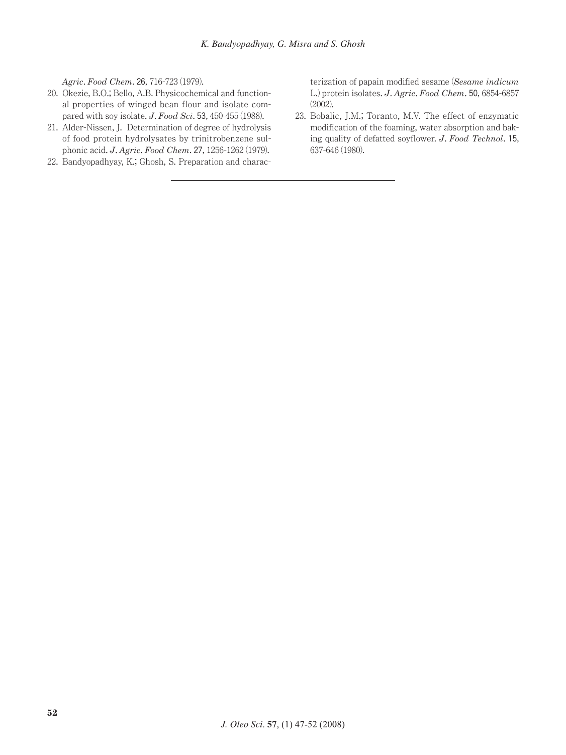*Agric. Food Chem*. **26**, 716-723 (1979).

20. Okezie, B.O.; Bello, A.B. Physicochemical and functional properties of winged bean flour and isolate compared with soy isolate. *J. Food Sci*. **53**, 450-455 (1988).
21. Alder-Nissen, J. Determination of degree of hydrolysis of food protein hydrolysates by trinitrobenzene sulphonic acid. *J. Agric. Food Chem*. **27**, 1256-1262 (1979).
22. Bandyopadhyay, K.; Ghosh, S. Preparation and characterization of papain modified sesame (*Sesame indicum* L.) protein isolates. *J. Agric. Food Chem*. **50**, 6854-6857 (2002).
23. Bobalic, J.M.; Toranto, M.V. The effect of enzymatic modification of the foaming, water absorption and baking quality of defatted soyflower. *J. Food Technol*. **15**, 637-646 (1980).